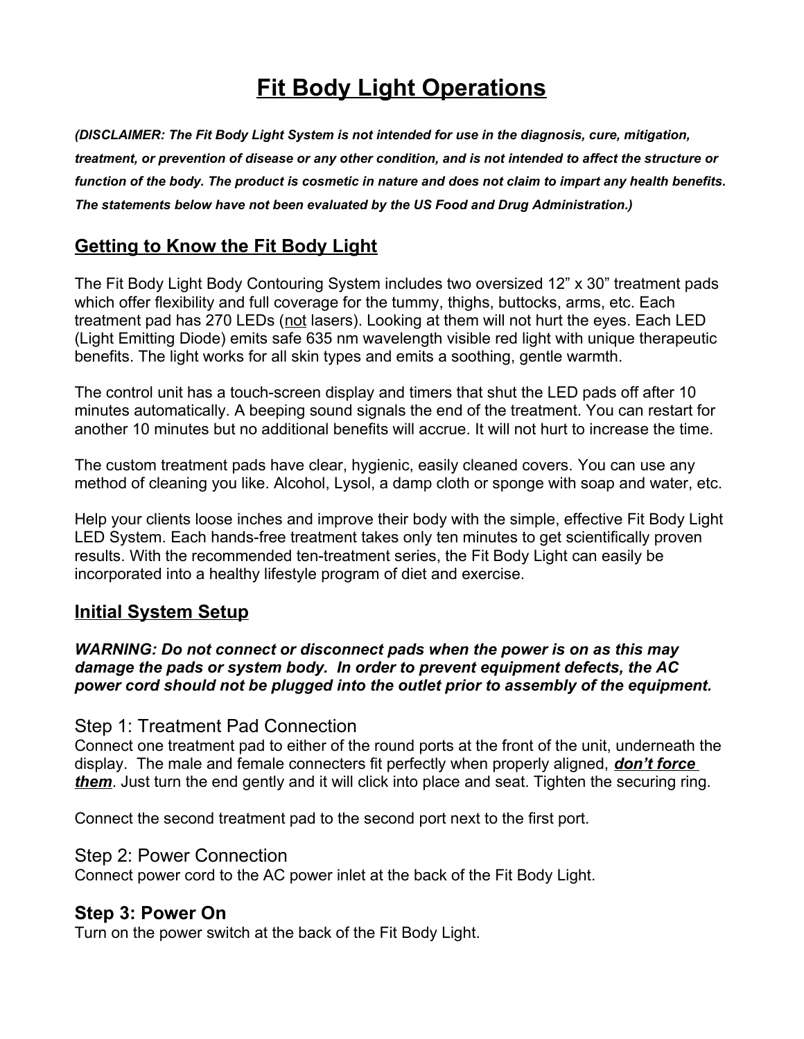# Fit Body Light Operations

***(DISCLAIMER: The Fit Body Light System is not intended for use in the diagnosis, cure, mitigation, treatment, or prevention of disease or any other condition, and is not intended to affect the structure or function of the body. The product is cosmetic in nature and does not claim to impart any health benefits. The statements below have not been evaluated by the US Food and Drug Administration.)***

## Getting to Know the Fit Body Light

The Fit Body Light Body Contouring System includes two oversized 12" x 30" treatment pads which offer flexibility and full coverage for the tummy, thighs, buttocks, arms, etc. Each treatment pad has 270 LEDs (not lasers). Looking at them will not hurt the eyes. Each LED (Light Emitting Diode) emits safe 635 nm wavelength visible red light with unique therapeutic benefits. The light works for all skin types and emits a soothing, gentle warmth.

The control unit has a touch-screen display and timers that shut the LED pads off after 10 minutes automatically. A beeping sound signals the end of the treatment. You can restart for another 10 minutes but no additional benefits will accrue. It will not hurt to increase the time.

The custom treatment pads have clear, hygienic, easily cleaned covers. You can use any method of cleaning you like. Alcohol, Lysol, a damp cloth or sponge with soap and water, etc.

Help your clients loose inches and improve their body with the simple, effective Fit Body Light LED System. Each hands-free treatment takes only ten minutes to get scientifically proven results. With the recommended ten-treatment series, the Fit Body Light can easily be incorporated into a healthy lifestyle program of diet and exercise.

## Initial System Setup

***WARNING: Do not connect or disconnect pads when the power is on as this may damage the pads or system body. In order to prevent equipment defects, the AC power cord should not be plugged into the outlet prior to assembly of the equipment.***

### Step 1: Treatment Pad Connection

Connect one treatment pad to either of the round ports at the front of the unit, underneath the display. The male and female connecters fit perfectly when properly aligned, ***don't force them***. Just turn the end gently and it will click into place and seat. Tighten the securing ring.

Connect the second treatment pad to the second port next to the first port.

### Step 2: Power Connection

Connect power cord to the AC power inlet at the back of the Fit Body Light.

### Step 3: Power On

Turn on the power switch at the back of the Fit Body Light.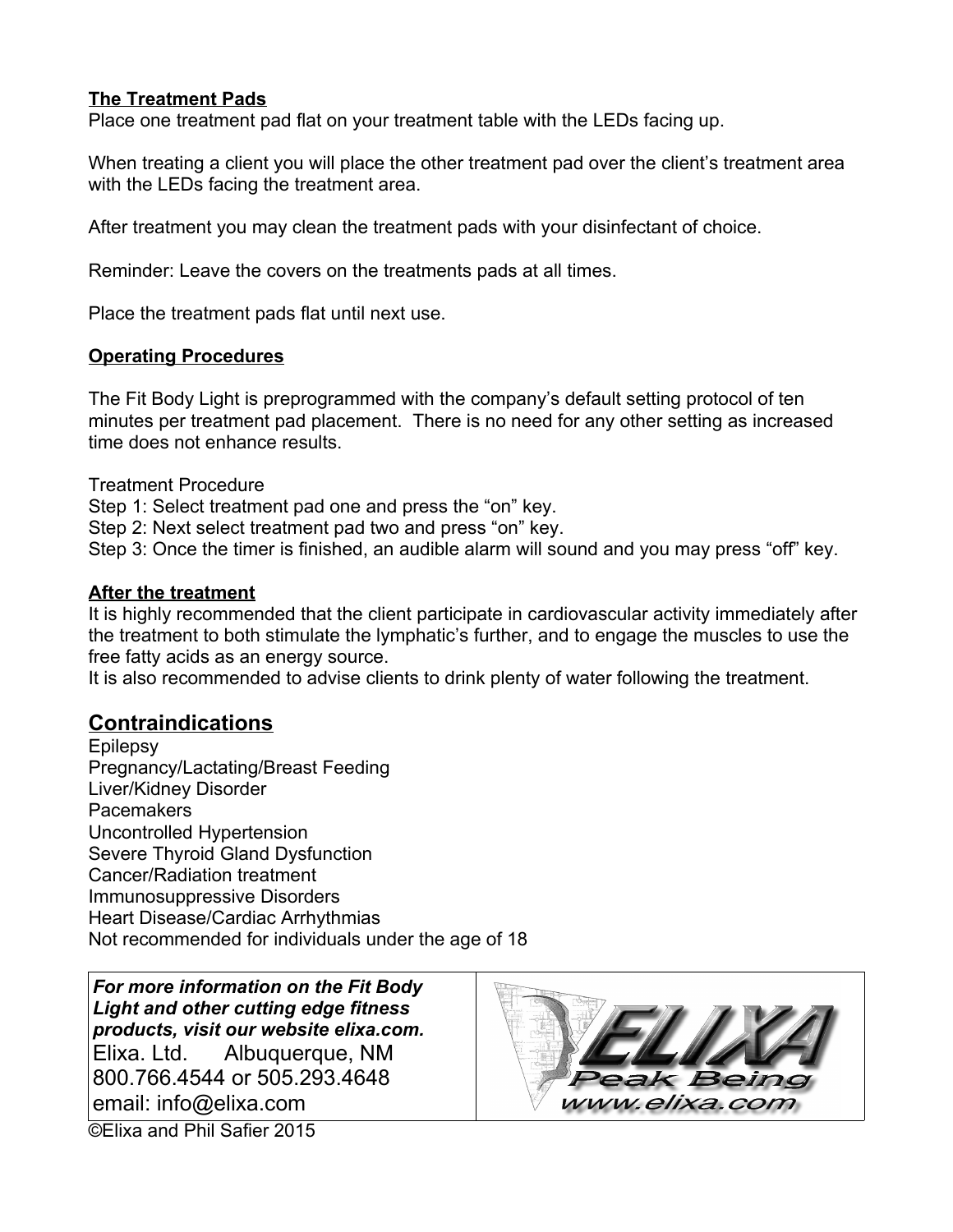**The Treatment Pads**

Place one treatment pad flat on your treatment table with the LEDs facing up.

When treating a client you will place the other treatment pad over the client's treatment area with the LEDs facing the treatment area.

After treatment you may clean the treatment pads with your disinfectant of choice.

Reminder: Leave the covers on the treatments pads at all times.

Place the treatment pads flat until next use.

**Operating Procedures**

The Fit Body Light is preprogrammed with the company's default setting protocol of ten minutes per treatment pad placement. There is no need for any other setting as increased time does not enhance results.

Treatment Procedure
Step 1: Select treatment pad one and press the "on" key.
Step 2: Next select treatment pad two and press "on" key.
Step 3: Once the timer is finished, an audible alarm will sound and you may press "off" key.

**After the treatment**

It is highly recommended that the client participate in cardiovascular activity immediately after the treatment to both stimulate the lymphatic's further, and to engage the muscles to use the free fatty acids as an energy source.
It is also recommended to advise clients to drink plenty of water following the treatment.

## Contraindications

Epilepsy
Pregnancy/Lactating/Breast Feeding
Liver/Kidney Disorder
Pacemakers
Uncontrolled Hypertension
Severe Thyroid Gland Dysfunction
Cancer/Radiation treatment
Immunosuppressive Disorders
Heart Disease/Cardiac Arrhythmias
Not recommended for individuals under the age of 18

***For more information on the Fit Body Light and other cutting edge fitness products, visit our website elixa.com.***
Elixa. Ltd. Albuquerque, NM
800.766.4544 or 505.293.4648
email: info@elixa.com

ELIXA Peak Being www.elixa.com

©Elixa and Phil Safier 2015